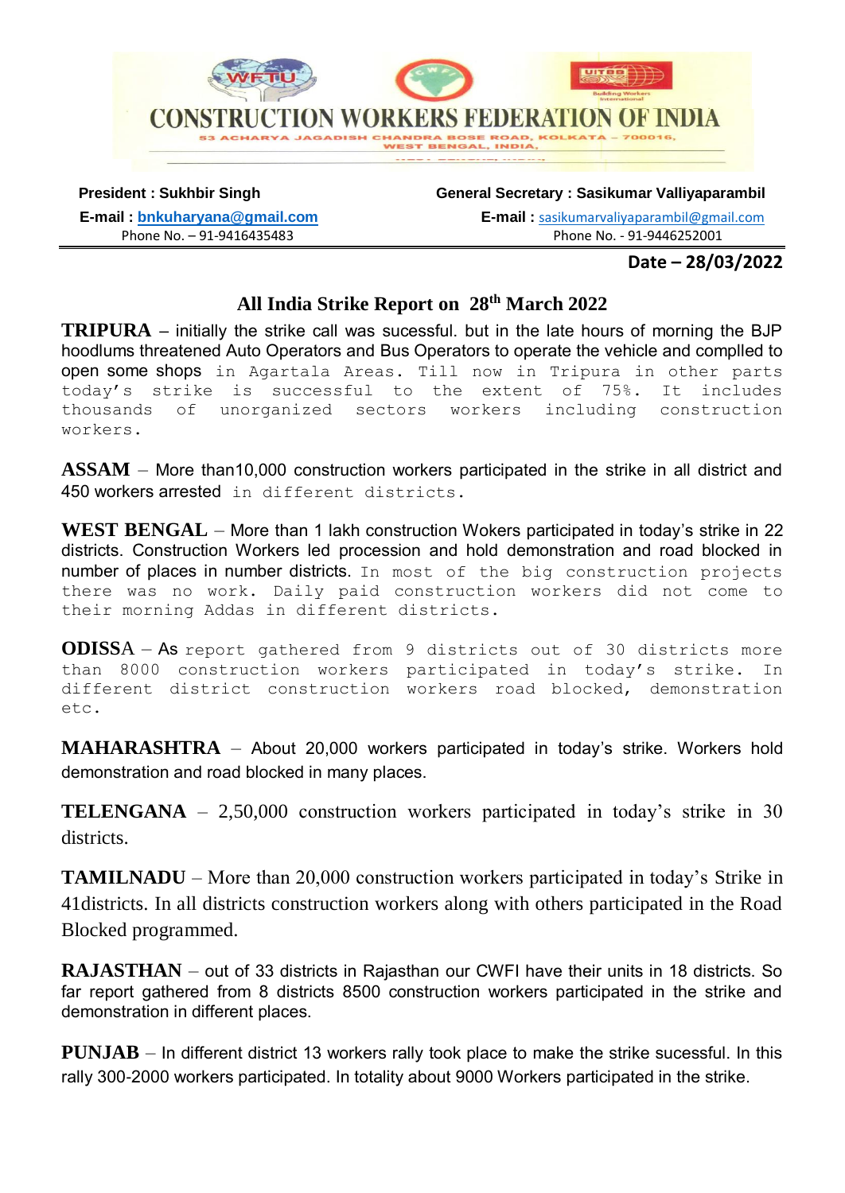# CONSTRUCTION WORKERS FEDERATION OF INDIA

53 ACHARYA JAGADISH CHANDRA BOSE ROAD, KOLKATA – 700016, WEST BENGAL, INDIA.

**President : Sukhbir Singh**
**E-mail : bnkuharyana@gmail.com**
Phone No. – 91-9416435483

**General Secretary : Sasikumar Valliyaparambil**
**E-mail :** sasikumarvaliyaparambil@gmail.com
Phone No. - 91-9446252001

**Date – 28/03/2022**

## All India Strike Report on 28th March 2022

**TRIPURA** – initially the strike call was sucessful. but in the late hours of morning the BJP hoodlums threatened Auto Operators and Bus Operators to operate the vehicle and complled to open some shops in Agartala Areas. Till now in Tripura in other parts today's strike is successful to the extent of 75%. It includes thousands of unorganized sectors workers including construction workers.

**ASSAM** – More than10,000 construction workers participated in the strike in all district and 450 workers arrested in different districts.

**WEST BENGAL** – More than 1 lakh construction Wokers participated in today's strike in 22 districts. Construction Workers led procession and hold demonstration and road blocked in number of places in number districts. In most of the big construction projects there was no work. Daily paid construction workers did not come to their morning Addas in different districts.

**ODISSA** – As report gathered from 9 districts out of 30 districts more than 8000 construction workers participated in today's strike. In different district construction workers road blocked, demonstration etc.

**MAHARASHTRA** – About 20,000 workers participated in today's strike. Workers hold demonstration and road blocked in many places.

**TELENGANA** – 2,50,000 construction workers participated in today's strike in 30 districts.

**TAMILNADU** – More than 20,000 construction workers participated in today's Strike in 41districts. In all districts construction workers along with others participated in the Road Blocked programmed.

**RAJASTHAN** – out of 33 districts in Rajasthan our CWFI have their units in 18 districts. So far report gathered from 8 districts 8500 construction workers participated in the strike and demonstration in different places.

**PUNJAB** – In different district 13 workers rally took place to make the strike sucessful. In this rally 300-2000 workers participated. In totality about 9000 Workers participated in the strike.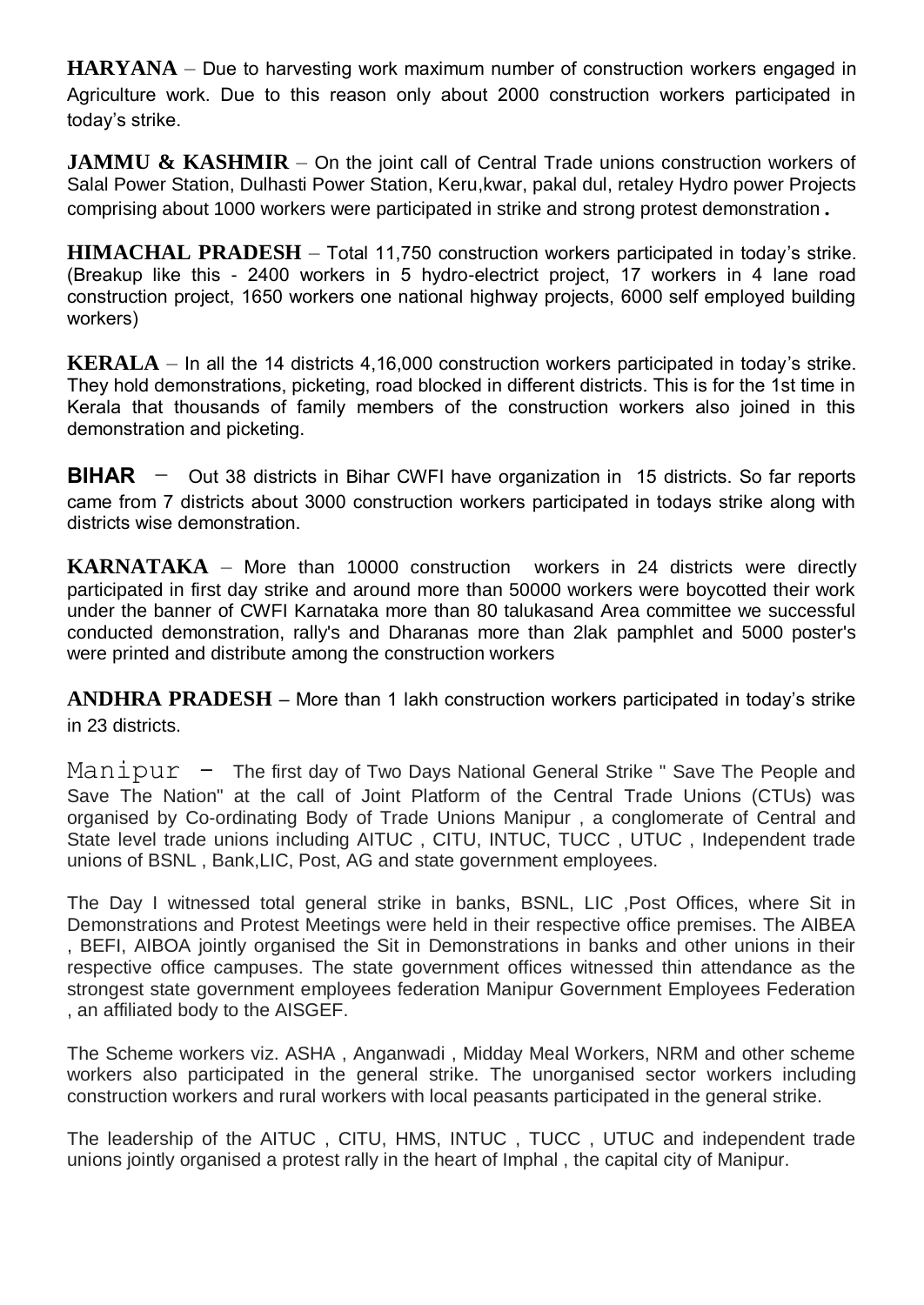**HARYANA** – Due to harvesting work maximum number of construction workers engaged in Agriculture work. Due to this reason only about 2000 construction workers participated in today's strike.

**JAMMU & KASHMIR** – On the joint call of Central Trade unions construction workers of Salal Power Station, Dulhasti Power Station, Keru,kwar, pakal dul, retaley Hydro power Projects comprising about 1000 workers were participated in strike and strong protest demonstration **.**

**HIMACHAL PRADESH** – Total 11,750 construction workers participated in today's strike. (Breakup like this - 2400 workers in 5 hydro-electrict project, 17 workers in 4 lane road construction project, 1650 workers one national highway projects, 6000 self employed building workers)

**KERALA** – In all the 14 districts 4,16,000 construction workers participated in today's strike. They hold demonstrations, picketing, road blocked in different districts. This is for the 1st time in Kerala that thousands of family members of the construction workers also joined in this demonstration and picketing.

**BIHAR** – Out 38 districts in Bihar CWFI have organization in 15 districts. So far reports came from 7 districts about 3000 construction workers participated in todays strike along with districts wise demonstration.

**KARNATAKA** – More than 10000 construction workers in 24 districts were directly participated in first day strike and around more than 50000 workers were boycotted their work under the banner of CWFI Karnataka more than 80 talukasand Area committee we successful conducted demonstration, rally's and Dharanas more than 2lak pamphlet and 5000 poster's were printed and distribute among the construction workers

**ANDHRA PRADESH** – More than 1 lakh construction workers participated in today's strike in 23 districts.

Manipur – The first day of Two Days National General Strike " Save The People and Save The Nation" at the call of Joint Platform of the Central Trade Unions (CTUs) was organised by Co-ordinating Body of Trade Unions Manipur , a conglomerate of Central and State level trade unions including AITUC , CITU, INTUC, TUCC , UTUC , Independent trade unions of BSNL , Bank,LIC, Post, AG and state government employees.

The Day I witnessed total general strike in banks, BSNL, LIC ,Post Offices, where Sit in Demonstrations and Protest Meetings were held in their respective office premises. The AIBEA , BEFI, AIBOA jointly organised the Sit in Demonstrations in banks and other unions in their respective office campuses. The state government offices witnessed thin attendance as the strongest state government employees federation Manipur Government Employees Federation , an affiliated body to the AISGEF.

The Scheme workers viz. ASHA , Anganwadi , Midday Meal Workers, NRM and other scheme workers also participated in the general strike. The unorganised sector workers including construction workers and rural workers with local peasants participated in the general strike.

The leadership of the AITUC , CITU, HMS, INTUC , TUCC , UTUC and independent trade unions jointly organised a protest rally in the heart of Imphal , the capital city of Manipur.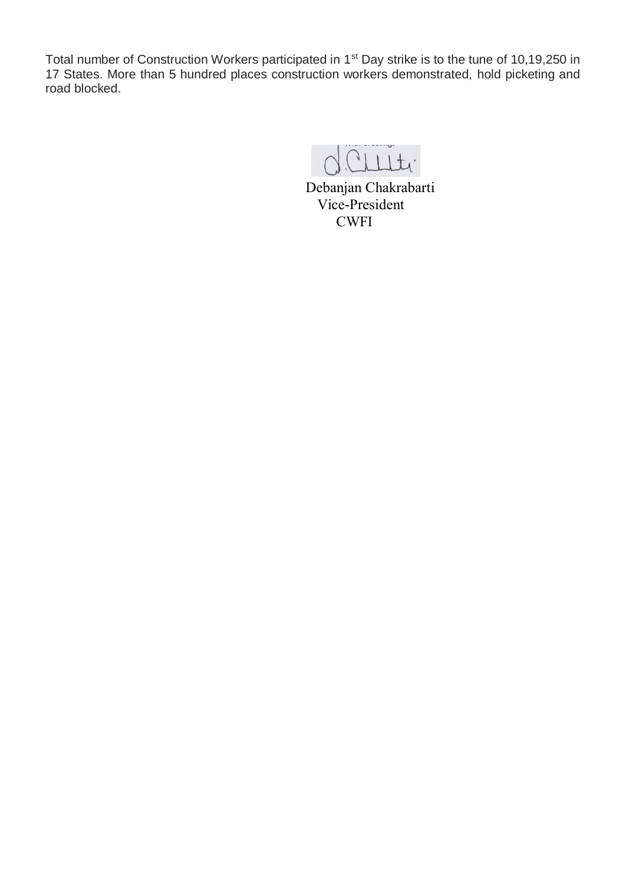Total number of Construction Workers participated in 1st Day strike is to the tune of 10,19,250 in 17 States. More than 5 hundred places construction workers demonstrated, hold picketing and road blocked.

Debanjan Chakrabarti
Vice-President
CWFI